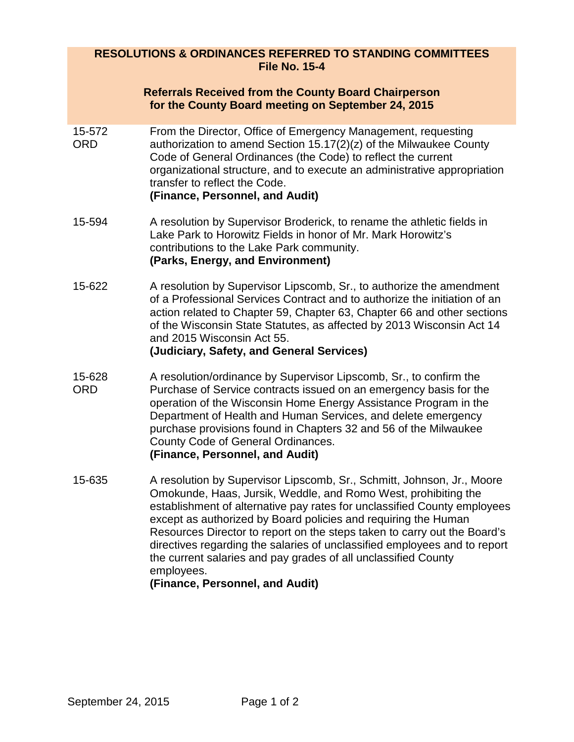# RESOLUTIONS & ORDINANCES REFERRED TO STANDING COMMITTEES
## File No. 15-4

### Referrals Received from the County Board Chairperson for the County Board meeting on September 24, 2015

**15-572 ORD**
From the Director, Office of Emergency Management, requesting authorization to amend Section 15.17(2)(z) of the Milwaukee County Code of General Ordinances (the Code) to reflect the current organizational structure, and to execute an administrative appropriation transfer to reflect the Code.
**(Finance, Personnel, and Audit)**

**15-594**
A resolution by Supervisor Broderick, to rename the athletic fields in Lake Park to Horowitz Fields in honor of Mr. Mark Horowitz's contributions to the Lake Park community.
**(Parks, Energy, and Environment)**

**15-622**
A resolution by Supervisor Lipscomb, Sr., to authorize the amendment of a Professional Services Contract and to authorize the initiation of an action related to Chapter 59, Chapter 63, Chapter 66 and other sections of the Wisconsin State Statutes, as affected by 2013 Wisconsin Act 14 and 2015 Wisconsin Act 55.
**(Judiciary, Safety, and General Services)**

**15-628 ORD**
A resolution/ordinance by Supervisor Lipscomb, Sr., to confirm the Purchase of Service contracts issued on an emergency basis for the operation of the Wisconsin Home Energy Assistance Program in the Department of Health and Human Services, and delete emergency purchase provisions found in Chapters 32 and 56 of the Milwaukee County Code of General Ordinances.
**(Finance, Personnel, and Audit)**

**15-635**
A resolution by Supervisor Lipscomb, Sr., Schmitt, Johnson, Jr., Moore Omokunde, Haas, Jursik, Weddle, and Romo West, prohibiting the establishment of alternative pay rates for unclassified County employees except as authorized by Board policies and requiring the Human Resources Director to report on the steps taken to carry out the Board's directives regarding the salaries of unclassified employees and to report the current salaries and pay grades of all unclassified County employees.
**(Finance, Personnel, and Audit)**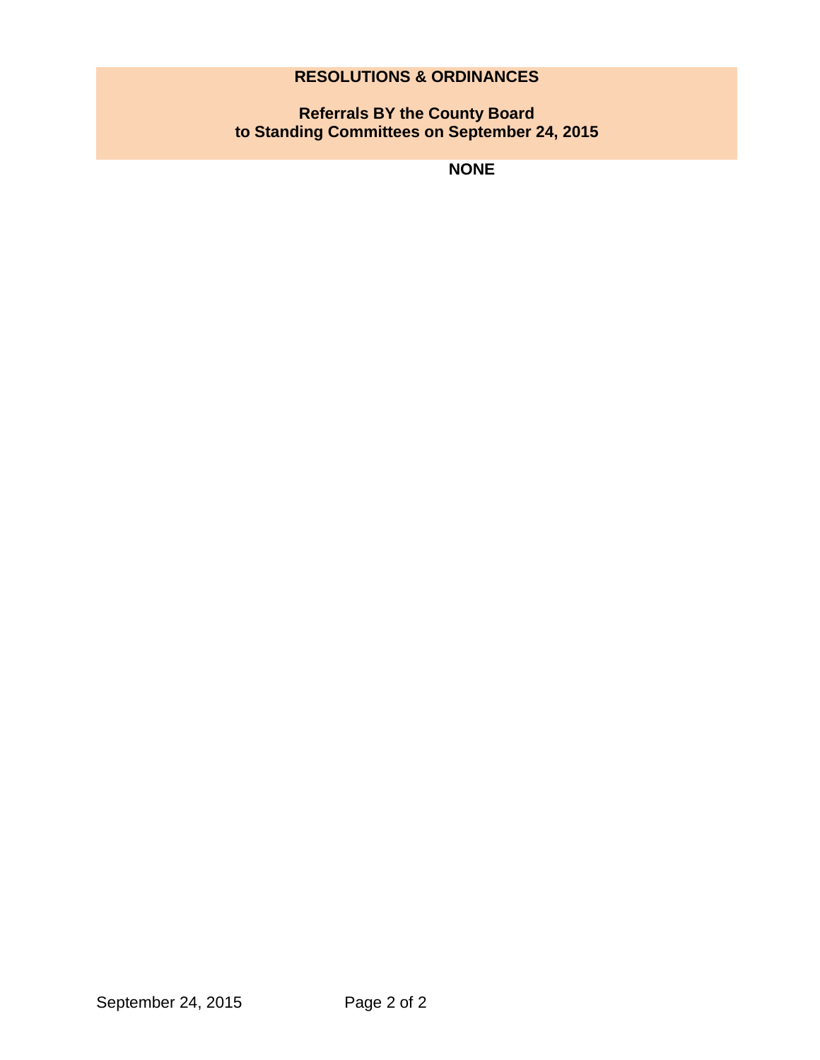## RESOLUTIONS & ORDINANCES

**Referrals BY the County Board to Standing Committees on September 24, 2015**

**NONE**